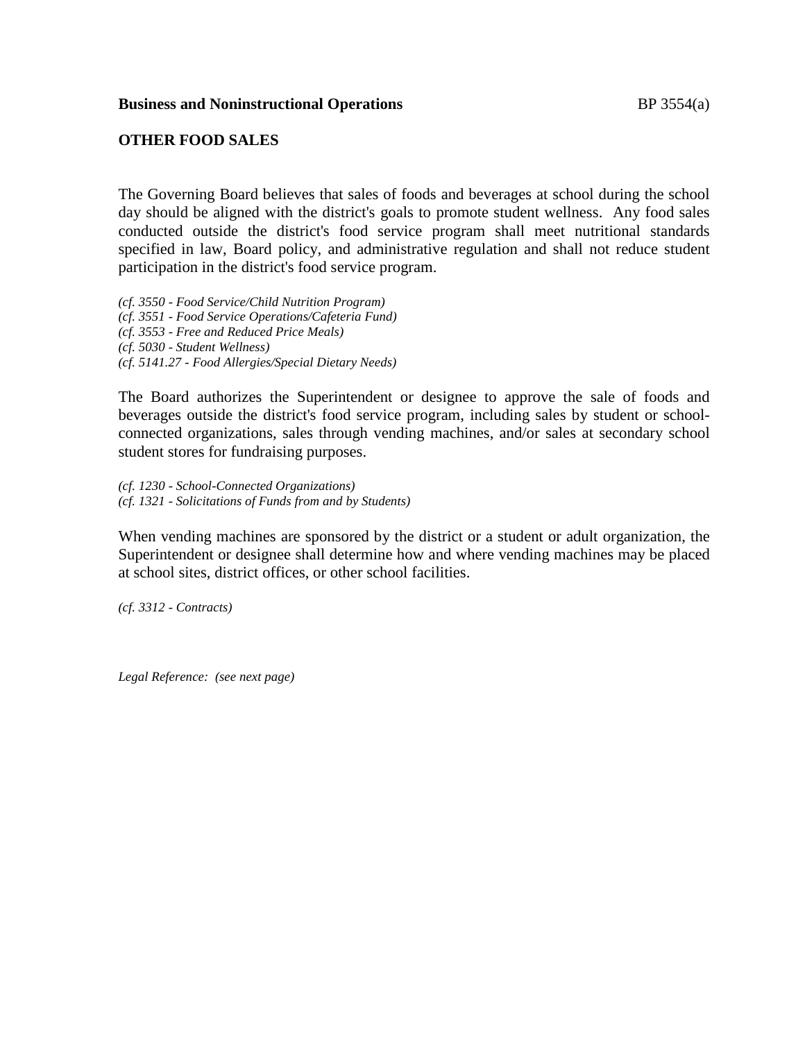**Business and Noninstructional Operations** BP 3554(a)

**OTHER FOOD SALES**

The Governing Board believes that sales of foods and beverages at school during the school day should be aligned with the district's goals to promote student wellness. Any food sales conducted outside the district's food service program shall meet nutritional standards specified in law, Board policy, and administrative regulation and shall not reduce student participation in the district's food service program.

*(cf. 3550 - Food Service/Child Nutrition Program)*
*(cf. 3551 - Food Service Operations/Cafeteria Fund)*
*(cf. 3553 - Free and Reduced Price Meals)*
*(cf. 5030 - Student Wellness)*
*(cf. 5141.27 - Food Allergies/Special Dietary Needs)*

The Board authorizes the Superintendent or designee to approve the sale of foods and beverages outside the district's food service program, including sales by student or school-connected organizations, sales through vending machines, and/or sales at secondary school student stores for fundraising purposes.

*(cf. 1230 - School-Connected Organizations)*
*(cf. 1321 - Solicitations of Funds from and by Students)*

When vending machines are sponsored by the district or a student or adult organization, the Superintendent or designee shall determine how and where vending machines may be placed at school sites, district offices, or other school facilities.

*(cf. 3312 - Contracts)*

*Legal Reference: (see next page)*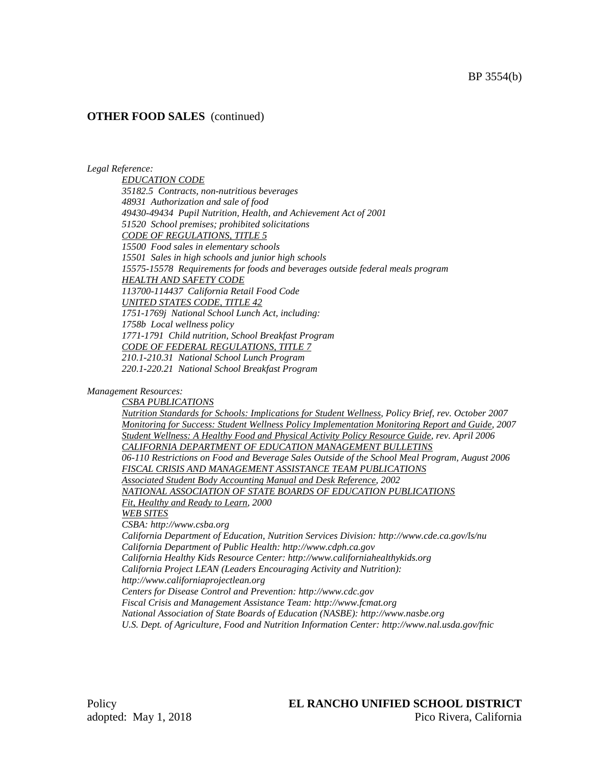**OTHER FOOD SALES** (continued)

*Legal Reference:*

*EDUCATION CODE*
*35182.5 Contracts, non-nutritious beverages*
*48931 Authorization and sale of food*
*49430-49434 Pupil Nutrition, Health, and Achievement Act of 2001*
*51520 School premises; prohibited solicitations*
*CODE OF REGULATIONS, TITLE 5*
*15500 Food sales in elementary schools*
*15501 Sales in high schools and junior high schools*
*15575-15578 Requirements for foods and beverages outside federal meals program*
*HEALTH AND SAFETY CODE*
*113700-114437 California Retail Food Code*
*UNITED STATES CODE, TITLE 42*
*1751-1769j National School Lunch Act, including:*
*1758b Local wellness policy*
*1771-1791 Child nutrition, School Breakfast Program*
*CODE OF FEDERAL REGULATIONS, TITLE 7*
*210.1-210.31 National School Lunch Program*
*220.1-220.21 National School Breakfast Program*

*Management Resources:*

*CSBA PUBLICATIONS*
*Nutrition Standards for Schools: Implications for Student Wellness, Policy Brief, rev. October 2007*
*Monitoring for Success: Student Wellness Policy Implementation Monitoring Report and Guide, 2007*
*Student Wellness: A Healthy Food and Physical Activity Policy Resource Guide, rev. April 2006*
*CALIFORNIA DEPARTMENT OF EDUCATION MANAGEMENT BULLETINS*
*06-110 Restrictions on Food and Beverage Sales Outside of the School Meal Program, August 2006*
*FISCAL CRISIS AND MANAGEMENT ASSISTANCE TEAM PUBLICATIONS*
*Associated Student Body Accounting Manual and Desk Reference, 2002*
*NATIONAL ASSOCIATION OF STATE BOARDS OF EDUCATION PUBLICATIONS*
*Fit, Healthy and Ready to Learn, 2000*
*WEB SITES*
*CSBA: http://www.csba.org*
*California Department of Education, Nutrition Services Division: http://www.cde.ca.gov/ls/nu*
*California Department of Public Health: http://www.cdph.ca.gov*
*California Healthy Kids Resource Center: http://www.californiahealthykids.org*
*California Project LEAN (Leaders Encouraging Activity and Nutrition): http://www.californiaprojectlean.org*
*Centers for Disease Control and Prevention: http://www.cdc.gov*
*Fiscal Crisis and Management Assistance Team: http://www.fcmat.org*
*National Association of State Boards of Education (NASBE): http://www.nasbe.org*
*U.S. Dept. of Agriculture, Food and Nutrition Information Center: http://www.nal.usda.gov/fnic*

Policy
adopted: May 1, 2018

**EL RANCHO UNIFIED SCHOOL DISTRICT**
Pico Rivera, California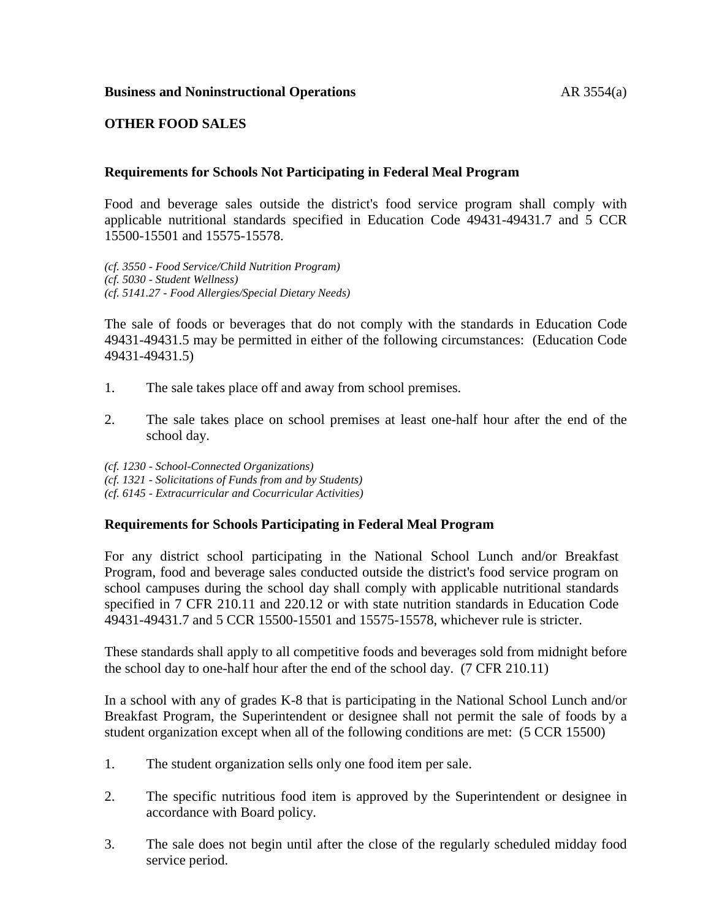**Business and Noninstructional Operations** AR 3554(a)

**OTHER FOOD SALES**

**Requirements for Schools Not Participating in Federal Meal Program**

Food and beverage sales outside the district's food service program shall comply with applicable nutritional standards specified in Education Code 49431-49431.7 and 5 CCR 15500-15501 and 15575-15578.

*(cf. 3550 - Food Service/Child Nutrition Program)*
*(cf. 5030 - Student Wellness)*
*(cf. 5141.27 - Food Allergies/Special Dietary Needs)*

The sale of foods or beverages that do not comply with the standards in Education Code 49431-49431.5 may be permitted in either of the following circumstances: (Education Code 49431-49431.5)

1. The sale takes place off and away from school premises.

2. The sale takes place on school premises at least one-half hour after the end of the school day.

*(cf. 1230 - School-Connected Organizations)*
*(cf. 1321 - Solicitations of Funds from and by Students)*
*(cf. 6145 - Extracurricular and Cocurricular Activities)*

**Requirements for Schools Participating in Federal Meal Program**

For any district school participating in the National School Lunch and/or Breakfast Program, food and beverage sales conducted outside the district's food service program on school campuses during the school day shall comply with applicable nutritional standards specified in 7 CFR 210.11 and 220.12 or with state nutrition standards in Education Code 49431-49431.7 and 5 CCR 15500-15501 and 15575-15578, whichever rule is stricter.

These standards shall apply to all competitive foods and beverages sold from midnight before the school day to one-half hour after the end of the school day. (7 CFR 210.11)

In a school with any of grades K-8 that is participating in the National School Lunch and/or Breakfast Program, the Superintendent or designee shall not permit the sale of foods by a student organization except when all of the following conditions are met: (5 CCR 15500)

1. The student organization sells only one food item per sale.

2. The specific nutritious food item is approved by the Superintendent or designee in accordance with Board policy.

3. The sale does not begin until after the close of the regularly scheduled midday food service period.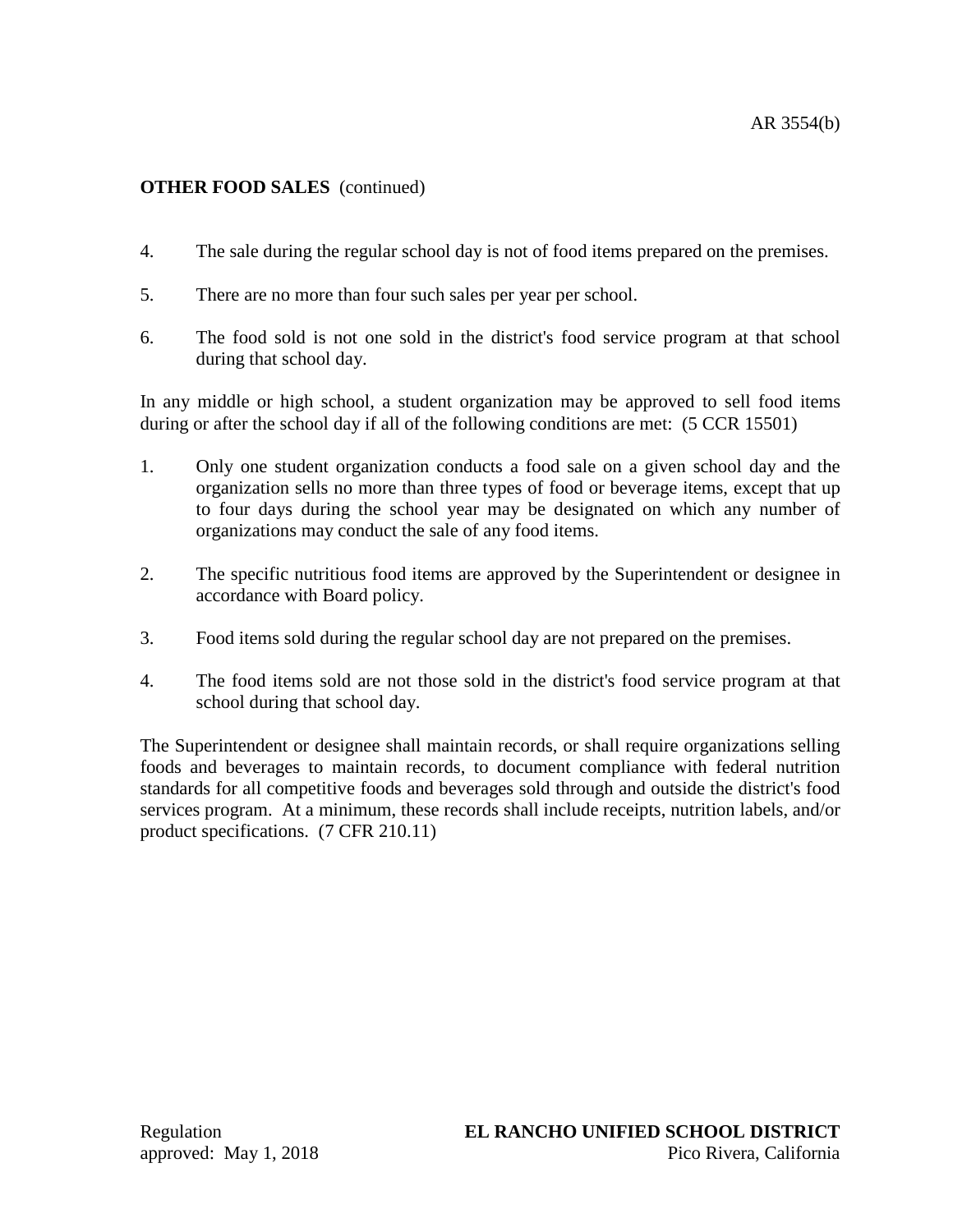**OTHER FOOD SALES** (continued)

4. The sale during the regular school day is not of food items prepared on the premises.

5. There are no more than four such sales per year per school.

6. The food sold is not one sold in the district's food service program at that school during that school day.

In any middle or high school, a student organization may be approved to sell food items during or after the school day if all of the following conditions are met: (5 CCR 15501)

1. Only one student organization conducts a food sale on a given school day and the organization sells no more than three types of food or beverage items, except that up to four days during the school year may be designated on which any number of organizations may conduct the sale of any food items.

2. The specific nutritious food items are approved by the Superintendent or designee in accordance with Board policy.

3. Food items sold during the regular school day are not prepared on the premises.

4. The food items sold are not those sold in the district's food service program at that school during that school day.

The Superintendent or designee shall maintain records, or shall require organizations selling foods and beverages to maintain records, to document compliance with federal nutrition standards for all competitive foods and beverages sold through and outside the district's food services program. At a minimum, these records shall include receipts, nutrition labels, and/or product specifications. (7 CFR 210.11)

Regulation approved: May 1, 2018

**EL RANCHO UNIFIED SCHOOL DISTRICT**
Pico Rivera, California